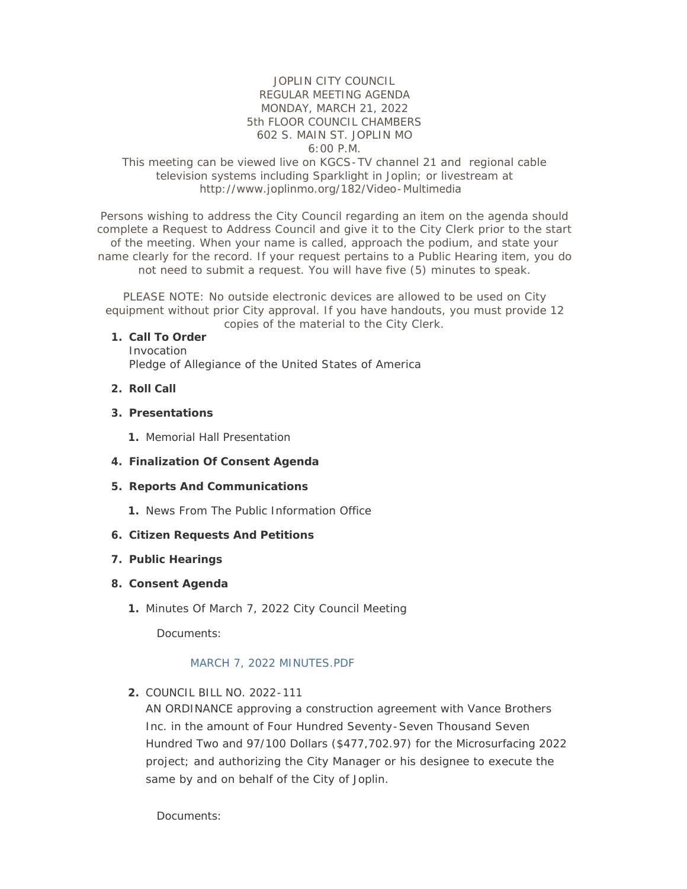JOPLIN CITY COUNCIL
REGULAR MEETING AGENDA
MONDAY, MARCH 21, 2022
5th FLOOR COUNCIL CHAMBERS
602 S. MAIN ST. JOPLIN MO
6:00 P.M.

This meeting can be viewed live on KGCS-TV channel 21 and regional cable television systems including Sparklight in Joplin; or livestream at http://www.joplinmo.org/182/Video-Multimedia

Persons wishing to address the City Council regarding an item on the agenda should complete a Request to Address Council and give it to the City Clerk prior to the start of the meeting. When your name is called, approach the podium, and state your name clearly for the record. If your request pertains to a Public Hearing item, you do not need to submit a request. You will have five (5) minutes to speak.

PLEASE NOTE: No outside electronic devices are allowed to be used on City equipment without prior City approval. If you have handouts, you must provide 12 copies of the material to the City Clerk.

1. **Call To Order**
   Invocation
   Pledge of Allegiance of the United States of America

2. **Roll Call**

3. **Presentations**

   1. Memorial Hall Presentation

4. **Finalization Of Consent Agenda**

5. **Reports And Communications**

   1. News From The Public Information Office

6. **Citizen Requests And Petitions**

7. **Public Hearings**

8. **Consent Agenda**

   1. Minutes Of March 7, 2022 City Council Meeting

      Documents:

      MARCH 7, 2022 MINUTES.PDF

   2. COUNCIL BILL NO. 2022-111
      AN ORDINANCE approving a construction agreement with Vance Brothers Inc. in the amount of Four Hundred Seventy-Seven Thousand Seven Hundred Two and 97/100 Dollars ($477,702.97) for the Microsurfacing 2022 project; and authorizing the City Manager or his designee to execute the same by and on behalf of the City of Joplin.

      Documents: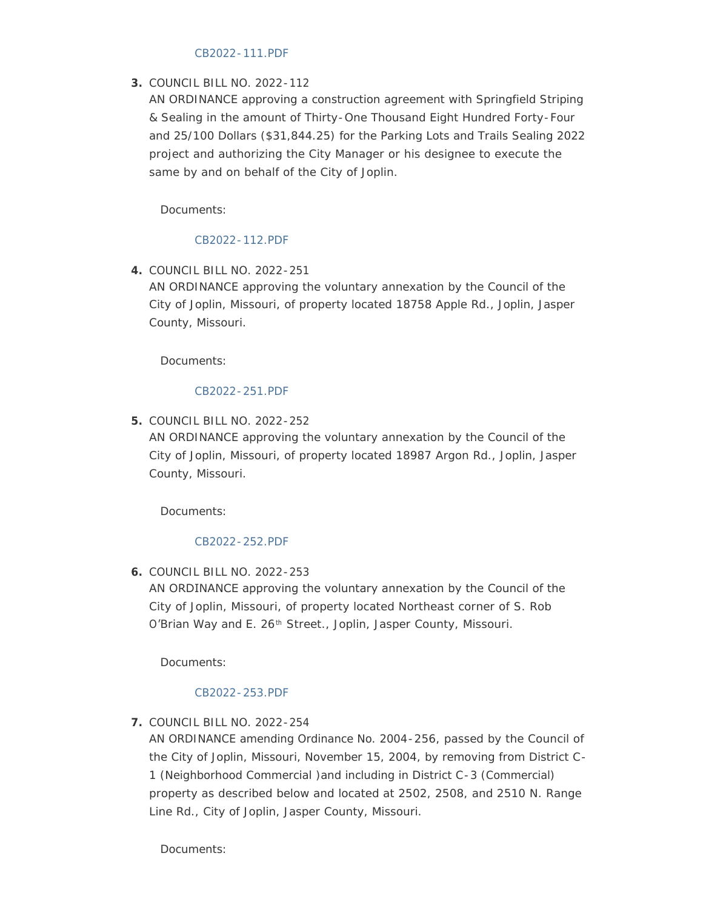CB2022-111.PDF

3. COUNCIL BILL NO. 2022-112
   AN ORDINANCE approving a construction agreement with Springfield Striping & Sealing in the amount of Thirty-One Thousand Eight Hundred Forty-Four and 25/100 Dollars ($31,844.25) for the Parking Lots and Trails Sealing 2022 project and authorizing the City Manager or his designee to execute the same by and on behalf of the City of Joplin.

   Documents:

   CB2022-112.PDF

4. COUNCIL BILL NO. 2022-251
   AN ORDINANCE approving the voluntary annexation by the Council of the City of Joplin, Missouri, of property located 18758 Apple Rd., Joplin, Jasper County, Missouri.

   Documents:

   CB2022-251.PDF

5. COUNCIL BILL NO. 2022-252
   AN ORDINANCE approving the voluntary annexation by the Council of the City of Joplin, Missouri, of property located 18987 Argon Rd., Joplin, Jasper County, Missouri.

   Documents:

   CB2022-252.PDF

6. COUNCIL BILL NO. 2022-253
   AN ORDINANCE approving the voluntary annexation by the Council of the City of Joplin, Missouri, of property located Northeast corner of S. Rob O'Brian Way and E. 26th Street., Joplin, Jasper County, Missouri.

   Documents:

   CB2022-253.PDF

7. COUNCIL BILL NO. 2022-254
   AN ORDINANCE amending Ordinance No. 2004-256, passed by the Council of the City of Joplin, Missouri, November 15, 2004, by removing from District C-1 (Neighborhood Commercial )and including in District C-3 (Commercial) property as described below and located at 2502, 2508, and 2510 N. Range Line Rd., City of Joplin, Jasper County, Missouri.

   Documents: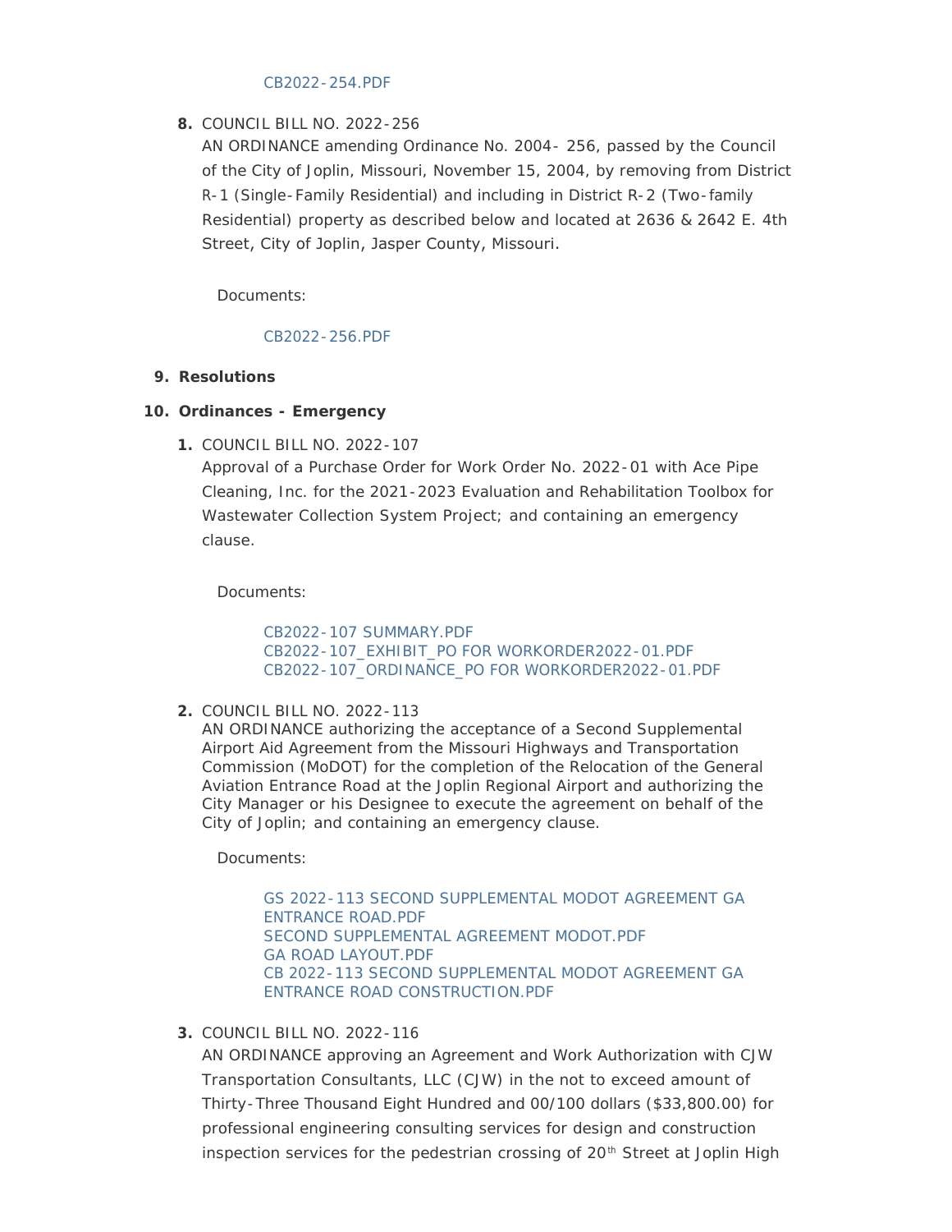CB2022-254.PDF

8. COUNCIL BILL NO. 2022-256
   AN ORDINANCE amending Ordinance No. 2004- 256, passed by the Council of the City of Joplin, Missouri, November 15, 2004, by removing from District R-1 (Single-Family Residential) and including in District R-2 (Two-family Residential) property as described below and located at 2636 & 2642 E. 4th Street, City of Joplin, Jasper County, Missouri.

   Documents:

   CB2022-256.PDF

9. **Resolutions**

10. **Ordinances - Emergency**

    1. COUNCIL BILL NO. 2022-107
       Approval of a Purchase Order for Work Order No. 2022-01 with Ace Pipe Cleaning, Inc. for the 2021-2023 Evaluation and Rehabilitation Toolbox for Wastewater Collection System Project; and containing an emergency clause.

       Documents:

       CB2022-107 SUMMARY.PDF
       CB2022-107_EXHIBIT_PO FOR WORKORDER2022-01.PDF
       CB2022-107_ORDINANCE_PO FOR WORKORDER2022-01.PDF

    2. COUNCIL BILL NO. 2022-113
       AN ORDINANCE authorizing the acceptance of a Second Supplemental Airport Aid Agreement from the Missouri Highways and Transportation Commission (MoDOT) for the completion of the Relocation of the General Aviation Entrance Road at the Joplin Regional Airport and authorizing the City Manager or his Designee to execute the agreement on behalf of the City of Joplin; and containing an emergency clause.

       Documents:

       GS 2022-113 SECOND SUPPLEMENTAL MODOT AGREEMENT GA ENTRANCE ROAD.PDF
       SECOND SUPPLEMENTAL AGREEMENT MODOT.PDF
       GA ROAD LAYOUT.PDF
       CB 2022-113 SECOND SUPPLEMENTAL MODOT AGREEMENT GA ENTRANCE ROAD CONSTRUCTION.PDF

    3. COUNCIL BILL NO. 2022-116
       AN ORDINANCE approving an Agreement and Work Authorization with CJW Transportation Consultants, LLC (CJW) in the not to exceed amount of Thirty-Three Thousand Eight Hundred and 00/100 dollars ($33,800.00) for professional engineering consulting services for design and construction inspection services for the pedestrian crossing of 20th Street at Joplin High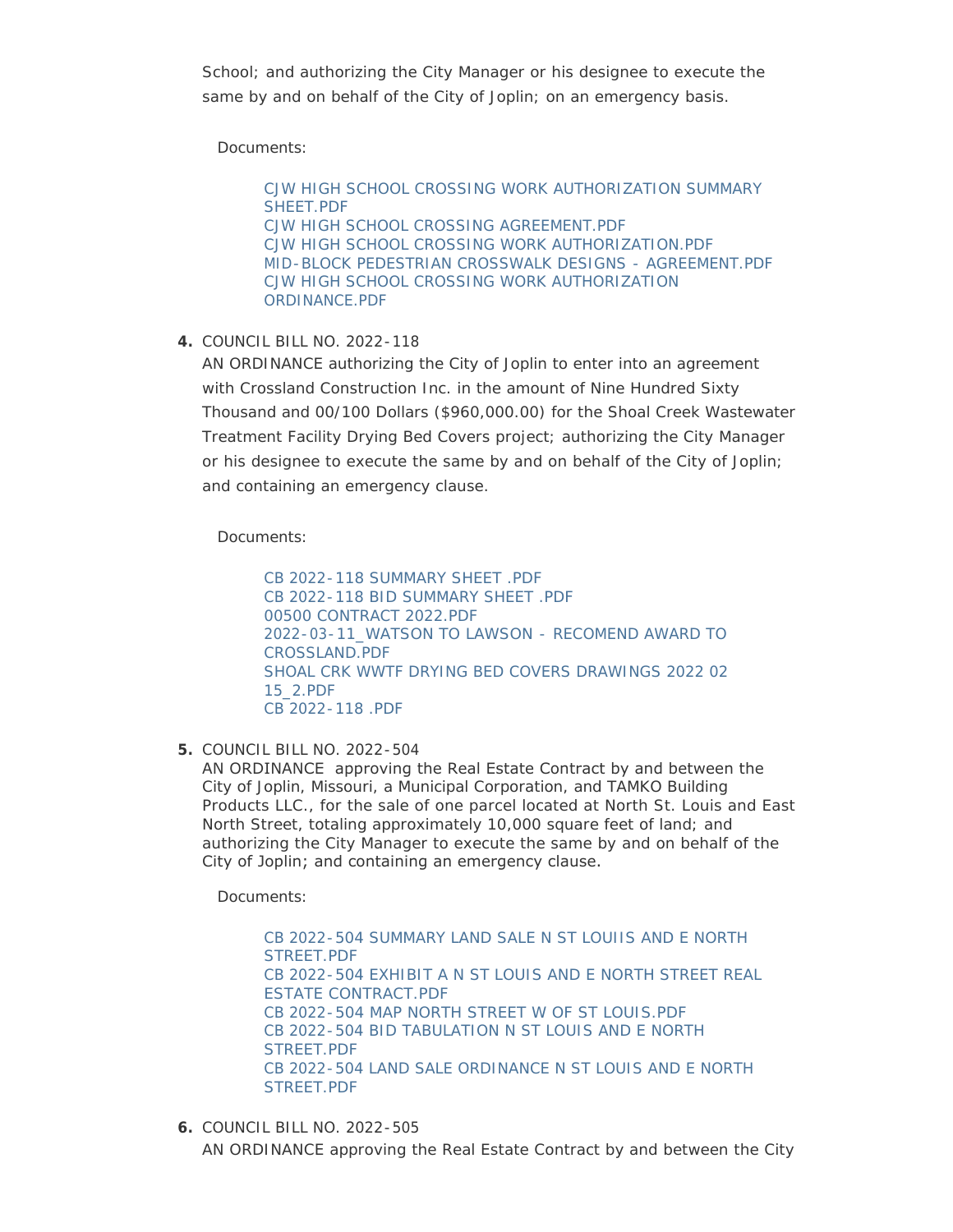School; and authorizing the City Manager or his designee to execute the same by and on behalf of the City of Joplin; on an emergency basis.

Documents:

- CJW HIGH SCHOOL CROSSING WORK AUTHORIZATION SUMMARY SHEET.PDF
- CJW HIGH SCHOOL CROSSING AGREEMENT.PDF
- CJW HIGH SCHOOL CROSSING WORK AUTHORIZATION.PDF
- MID-BLOCK PEDESTRIAN CROSSWALK DESIGNS - AGREEMENT.PDF
- CJW HIGH SCHOOL CROSSING WORK AUTHORIZATION ORDINANCE.PDF

**4.** COUNCIL BILL NO. 2022-118

AN ORDINANCE authorizing the City of Joplin to enter into an agreement with Crossland Construction Inc. in the amount of Nine Hundred Sixty Thousand and 00/100 Dollars ($960,000.00) for the Shoal Creek Wastewater Treatment Facility Drying Bed Covers project; authorizing the City Manager or his designee to execute the same by and on behalf of the City of Joplin; and containing an emergency clause.

Documents:

- CB 2022-118 SUMMARY SHEET .PDF
- CB 2022-118 BID SUMMARY SHEET .PDF
- 00500 CONTRACT 2022.PDF
- 2022-03-11_WATSON TO LAWSON - RECOMEND AWARD TO CROSSLAND.PDF
- SHOAL CRK WWTF DRYING BED COVERS DRAWINGS 2022 02 15_2.PDF
- CB 2022-118 .PDF

**5.** COUNCIL BILL NO. 2022-504

AN ORDINANCE approving the Real Estate Contract by and between the City of Joplin, Missouri, a Municipal Corporation, and TAMKO Building Products LLC., for the sale of one parcel located at North St. Louis and East North Street, totaling approximately 10,000 square feet of land; and authorizing the City Manager to execute the same by and on behalf of the City of Joplin; and containing an emergency clause.

Documents:

- CB 2022-504 SUMMARY LAND SALE N ST LOUIIS AND E NORTH STREET.PDF
- CB 2022-504 EXHIBIT A N ST LOUIS AND E NORTH STREET REAL ESTATE CONTRACT.PDF
- CB 2022-504 MAP NORTH STREET W OF ST LOUIS.PDF
- CB 2022-504 BID TABULATION N ST LOUIS AND E NORTH STREET.PDF
- CB 2022-504 LAND SALE ORDINANCE N ST LOUIS AND E NORTH STREET.PDF

**6.** COUNCIL BILL NO. 2022-505

AN ORDINANCE approving the Real Estate Contract by and between the City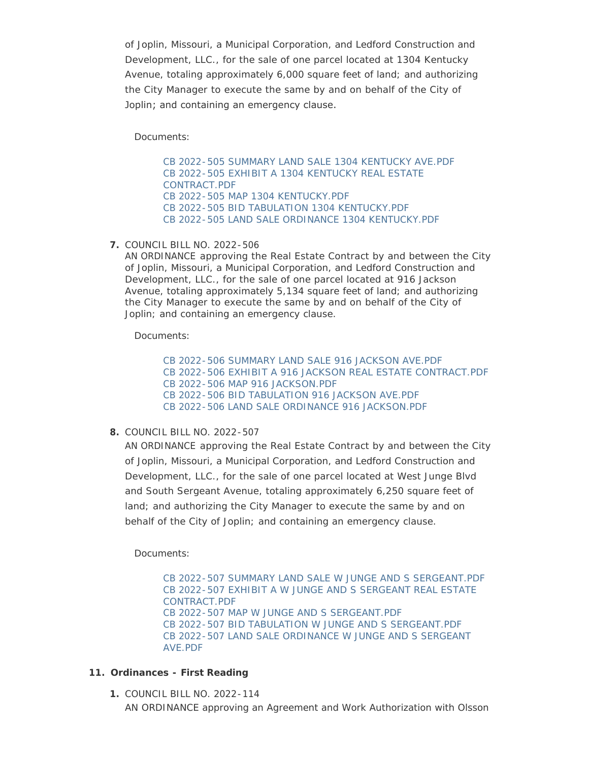of Joplin, Missouri, a Municipal Corporation, and Ledford Construction and Development, LLC., for the sale of one parcel located at 1304 Kentucky Avenue, totaling approximately 6,000 square feet of land; and authorizing the City Manager to execute the same by and on behalf of the City of Joplin; and containing an emergency clause.

Documents:

- CB 2022-505 SUMMARY LAND SALE 1304 KENTUCKY AVE.PDF
- CB 2022-505 EXHIBIT A 1304 KENTUCKY REAL ESTATE CONTRACT.PDF
- CB 2022-505 MAP 1304 KENTUCKY.PDF
- CB 2022-505 BID TABULATION 1304 KENTUCKY.PDF
- CB 2022-505 LAND SALE ORDINANCE 1304 KENTUCKY.PDF

7. COUNCIL BILL NO. 2022-506
AN ORDINANCE approving the Real Estate Contract by and between the City of Joplin, Missouri, a Municipal Corporation, and Ledford Construction and Development, LLC., for the sale of one parcel located at 916 Jackson Avenue, totaling approximately 5,134 square feet of land; and authorizing the City Manager to execute the same by and on behalf of the City of Joplin; and containing an emergency clause.

Documents:

- CB 2022-506 SUMMARY LAND SALE 916 JACKSON AVE.PDF
- CB 2022-506 EXHIBIT A 916 JACKSON REAL ESTATE CONTRACT.PDF
- CB 2022-506 MAP 916 JACKSON.PDF
- CB 2022-506 BID TABULATION 916 JACKSON AVE.PDF
- CB 2022-506 LAND SALE ORDINANCE 916 JACKSON.PDF

8. COUNCIL BILL NO. 2022-507
AN ORDINANCE approving the Real Estate Contract by and between the City of Joplin, Missouri, a Municipal Corporation, and Ledford Construction and Development, LLC., for the sale of one parcel located at West Junge Blvd and South Sergeant Avenue, totaling approximately 6,250 square feet of land; and authorizing the City Manager to execute the same by and on behalf of the City of Joplin; and containing an emergency clause.

Documents:

- CB 2022-507 SUMMARY LAND SALE W JUNGE AND S SERGEANT.PDF
- CB 2022-507 EXHIBIT A W JUNGE AND S SERGEANT REAL ESTATE CONTRACT.PDF
- CB 2022-507 MAP W JUNGE AND S SERGEANT.PDF
- CB 2022-507 BID TABULATION W JUNGE AND S SERGEANT.PDF
- CB 2022-507 LAND SALE ORDINANCE W JUNGE AND S SERGEANT AVE.PDF

**11. Ordinances - First Reading**

1. COUNCIL BILL NO. 2022-114
AN ORDINANCE approving an Agreement and Work Authorization with Olsson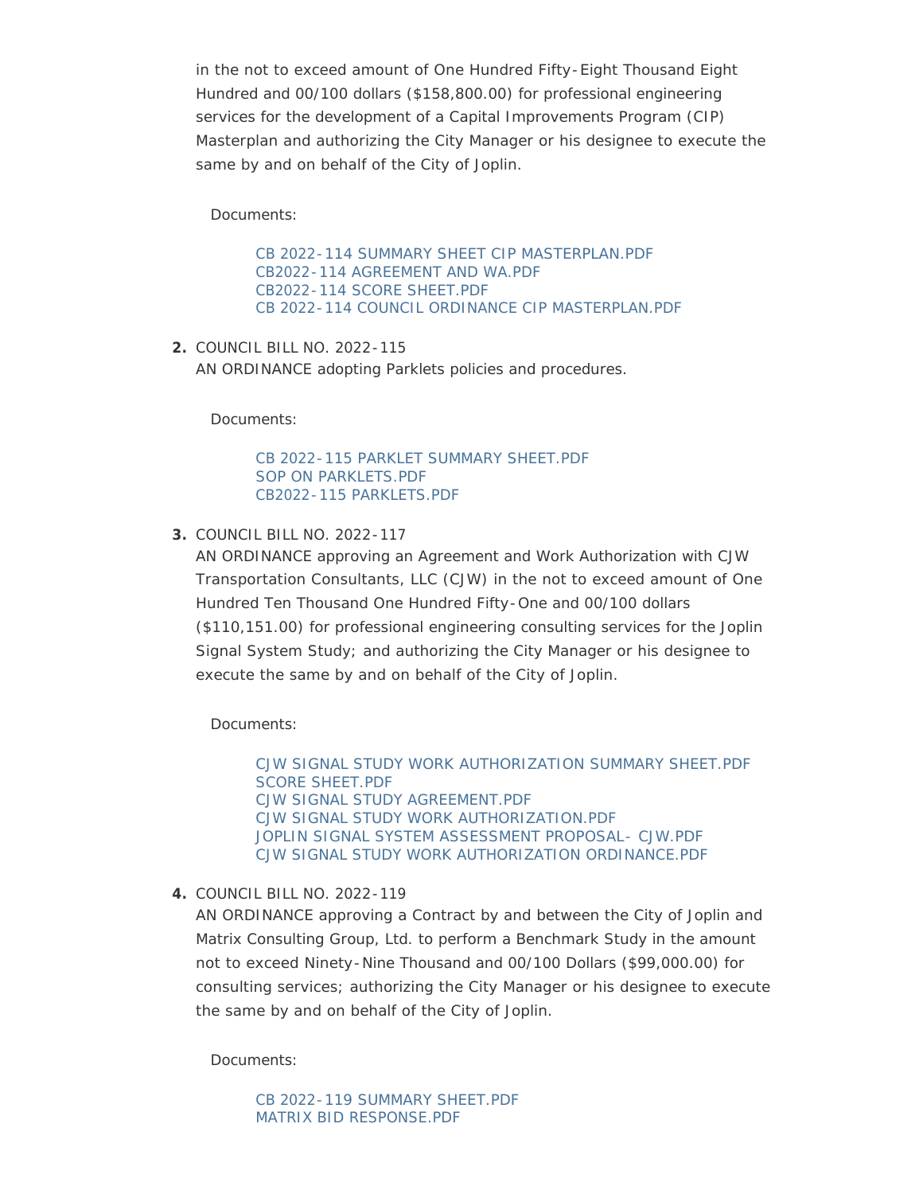in the not to exceed amount of One Hundred Fifty-Eight Thousand Eight Hundred and 00/100 dollars ($158,800.00) for professional engineering services for the development of a Capital Improvements Program (CIP) Masterplan and authorizing the City Manager or his designee to execute the same by and on behalf of the City of Joplin.

Documents:

CB 2022-114 SUMMARY SHEET CIP MASTERPLAN.PDF
CB2022-114 AGREEMENT AND WA.PDF
CB2022-114 SCORE SHEET.PDF
CB 2022-114 COUNCIL ORDINANCE CIP MASTERPLAN.PDF

2. COUNCIL BILL NO. 2022-115
AN ORDINANCE adopting Parklets policies and procedures.

Documents:

CB 2022-115 PARKLET SUMMARY SHEET.PDF
SOP ON PARKLETS.PDF
CB2022-115 PARKLETS.PDF

3. COUNCIL BILL NO. 2022-117
AN ORDINANCE approving an Agreement and Work Authorization with CJW Transportation Consultants, LLC (CJW) in the not to exceed amount of One Hundred Ten Thousand One Hundred Fifty-One and 00/100 dollars ($110,151.00) for professional engineering consulting services for the Joplin Signal System Study; and authorizing the City Manager or his designee to execute the same by and on behalf of the City of Joplin.

Documents:

CJW SIGNAL STUDY WORK AUTHORIZATION SUMMARY SHEET.PDF
SCORE SHEET.PDF
CJW SIGNAL STUDY AGREEMENT.PDF
CJW SIGNAL STUDY WORK AUTHORIZATION.PDF
JOPLIN SIGNAL SYSTEM ASSESSMENT PROPOSAL- CJW.PDF
CJW SIGNAL STUDY WORK AUTHORIZATION ORDINANCE.PDF

4. COUNCIL BILL NO. 2022-119
AN ORDINANCE approving a Contract by and between the City of Joplin and Matrix Consulting Group, Ltd. to perform a Benchmark Study in the amount not to exceed Ninety-Nine Thousand and 00/100 Dollars ($99,000.00) for consulting services; authorizing the City Manager or his designee to execute the same by and on behalf of the City of Joplin.

Documents:

CB 2022-119 SUMMARY SHEET.PDF
MATRIX BID RESPONSE.PDF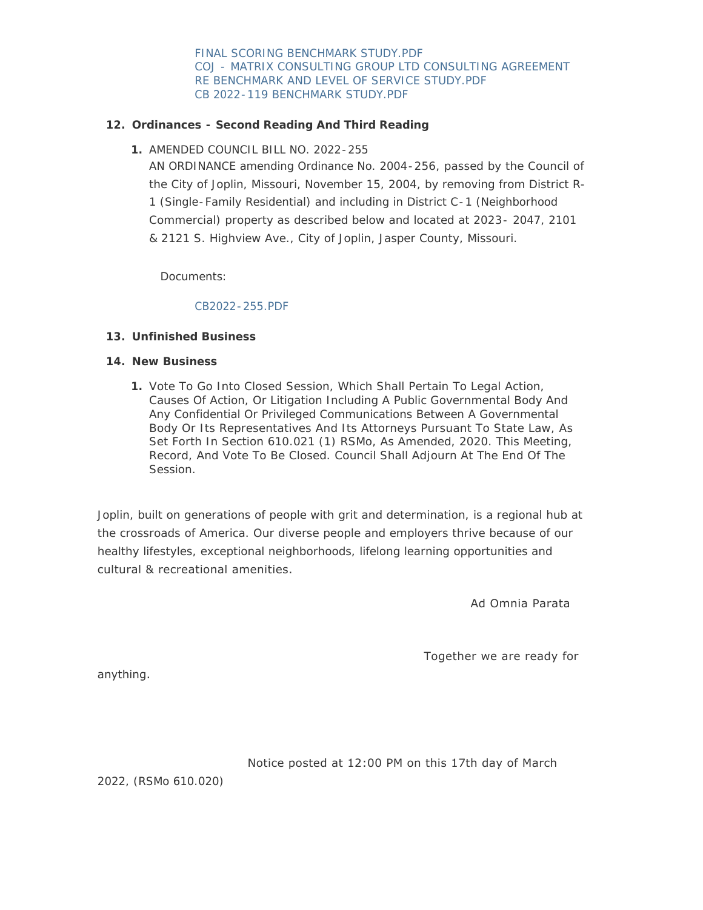FINAL SCORING BENCHMARK STUDY.PDF
COJ - MATRIX CONSULTING GROUP LTD CONSULTING AGREEMENT RE BENCHMARK AND LEVEL OF SERVICE STUDY.PDF
CB 2022-119 BENCHMARK STUDY.PDF

**12. Ordinances - Second Reading And Third Reading**

1. AMENDED COUNCIL BILL NO. 2022-255
   AN ORDINANCE amending Ordinance No. 2004-256, passed by the Council of the City of Joplin, Missouri, November 15, 2004, by removing from District R-1 (Single-Family Residential) and including in District C-1 (Neighborhood Commercial) property as described below and located at 2023- 2047, 2101 & 2121 S. Highview Ave., City of Joplin, Jasper County, Missouri.

   Documents:

   CB2022-255.PDF

**13. Unfinished Business**

**14. New Business**

1. Vote To Go Into Closed Session, Which Shall Pertain To Legal Action, Causes Of Action, Or Litigation Including A Public Governmental Body And Any Confidential Or Privileged Communications Between A Governmental Body Or Its Representatives And Its Attorneys Pursuant To State Law, As Set Forth In Section 610.021 (1) RSMo, As Amended, 2020. This Meeting, Record, And Vote To Be Closed. Council Shall Adjourn At The End Of The Session.

Joplin, built on generations of people with grit and determination, is a regional hub at the crossroads of America. Our diverse people and employers thrive because of our healthy lifestyles, exceptional neighborhoods, lifelong learning opportunities and cultural & recreational amenities.

Ad Omnia Parata

Together we are ready for anything.

Notice posted at 12:00 PM on this 17th day of March 2022, (RSMo 610.020)